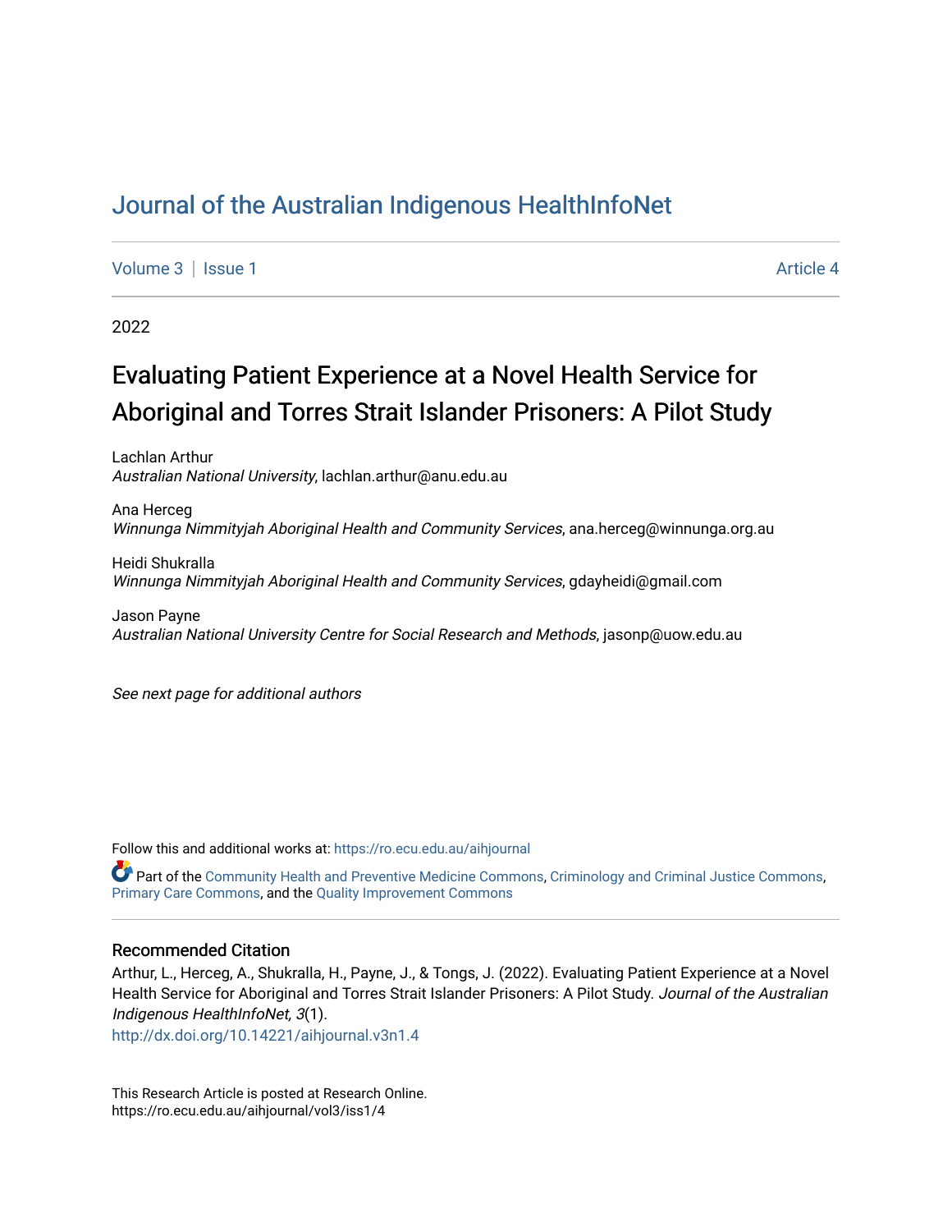# Journal of the Australian Indigenous HealthInfoNet

Volume 3 | Issue 1 Article 4

2022

## Evaluating Patient Experience at a Novel Health Service for Aboriginal and Torres Strait Islander Prisoners: A Pilot Study

Lachlan Arthur
*Australian National University*, lachlan.arthur@anu.edu.au

Ana Herceg
*Winnunga Nimmityjah Aboriginal Health and Community Services*, ana.herceg@winnunga.org.au

Heidi Shukralla
*Winnunga Nimmityjah Aboriginal Health and Community Services*, gdayheidi@gmail.com

Jason Payne
*Australian National University Centre for Social Research and Methods*, jasonp@uow.edu.au

*See next page for additional authors*

Follow this and additional works at: https://ro.ecu.edu.au/aihjournal

Part of the Community Health and Preventive Medicine Commons, Criminology and Criminal Justice Commons, Primary Care Commons, and the Quality Improvement Commons

### Recommended Citation

Arthur, L., Herceg, A., Shukralla, H., Payne, J., & Tongs, J. (2022). Evaluating Patient Experience at a Novel Health Service for Aboriginal and Torres Strait Islander Prisoners: A Pilot Study. *Journal of the Australian Indigenous HealthInfoNet, 3*(1).
http://dx.doi.org/10.14221/aihjournal.v3n1.4

This Research Article is posted at Research Online.
https://ro.ecu.edu.au/aihjournal/vol3/iss1/4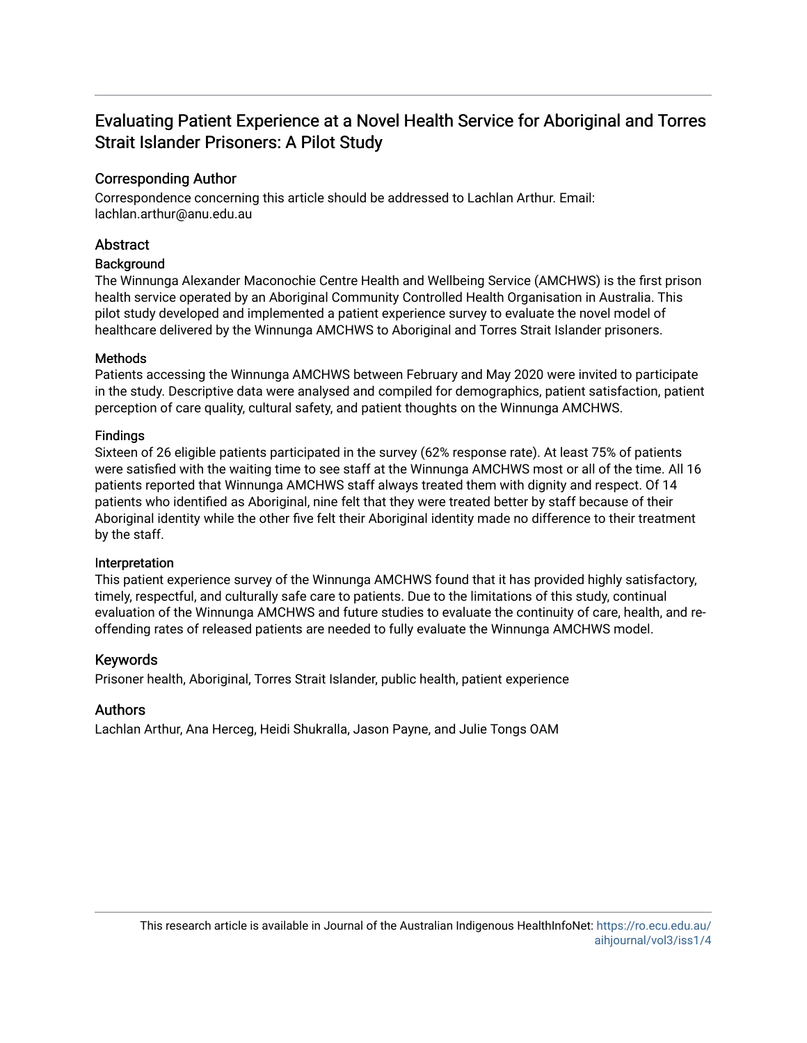# Evaluating Patient Experience at a Novel Health Service for Aboriginal and Torres Strait Islander Prisoners: A Pilot Study

## Corresponding Author

Correspondence concerning this article should be addressed to Lachlan Arthur. Email: lachlan.arthur@anu.edu.au

## Abstract

### Background

The Winnunga Alexander Maconochie Centre Health and Wellbeing Service (AMCHWS) is the first prison health service operated by an Aboriginal Community Controlled Health Organisation in Australia. This pilot study developed and implemented a patient experience survey to evaluate the novel model of healthcare delivered by the Winnunga AMCHWS to Aboriginal and Torres Strait Islander prisoners.

### Methods

Patients accessing the Winnunga AMCHWS between February and May 2020 were invited to participate in the study. Descriptive data were analysed and compiled for demographics, patient satisfaction, patient perception of care quality, cultural safety, and patient thoughts on the Winnunga AMCHWS.

### Findings

Sixteen of 26 eligible patients participated in the survey (62% response rate). At least 75% of patients were satisfied with the waiting time to see staff at the Winnunga AMCHWS most or all of the time. All 16 patients reported that Winnunga AMCHWS staff always treated them with dignity and respect. Of 14 patients who identified as Aboriginal, nine felt that they were treated better by staff because of their Aboriginal identity while the other five felt their Aboriginal identity made no difference to their treatment by the staff.

### Interpretation

This patient experience survey of the Winnunga AMCHWS found that it has provided highly satisfactory, timely, respectful, and culturally safe care to patients. Due to the limitations of this study, continual evaluation of the Winnunga AMCHWS and future studies to evaluate the continuity of care, health, and re-offending rates of released patients are needed to fully evaluate the Winnunga AMCHWS model.

## Keywords

Prisoner health, Aboriginal, Torres Strait Islander, public health, patient experience

## Authors

Lachlan Arthur, Ana Herceg, Heidi Shukralla, Jason Payne, and Julie Tongs OAM

This research article is available in Journal of the Australian Indigenous HealthInfoNet: https://ro.ecu.edu.au/aihjournal/vol3/iss1/4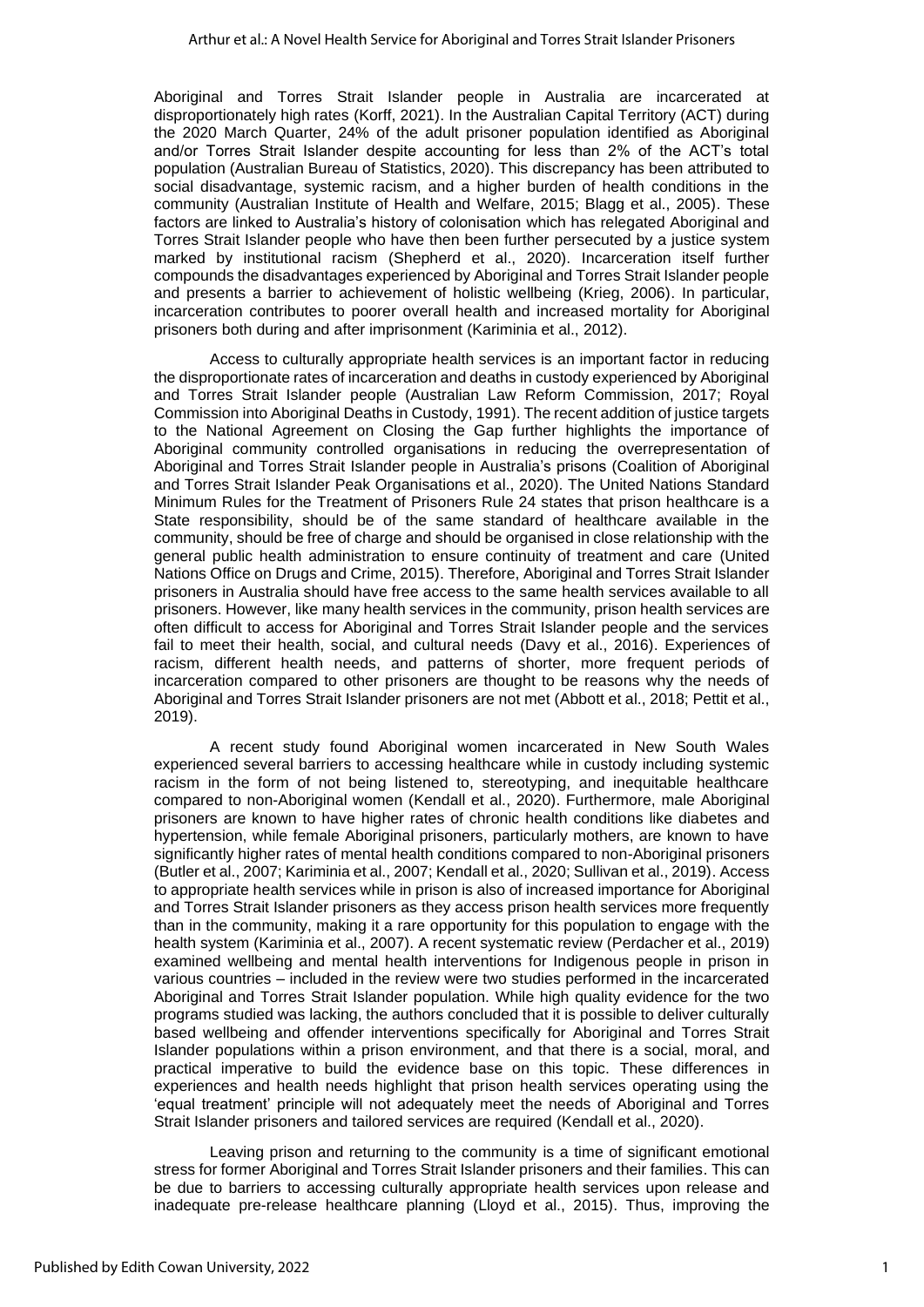Aboriginal and Torres Strait Islander people in Australia are incarcerated at disproportionately high rates (Korff, 2021). In the Australian Capital Territory (ACT) during the 2020 March Quarter, 24% of the adult prisoner population identified as Aboriginal and/or Torres Strait Islander despite accounting for less than 2% of the ACT's total population (Australian Bureau of Statistics, 2020). This discrepancy has been attributed to social disadvantage, systemic racism, and a higher burden of health conditions in the community (Australian Institute of Health and Welfare, 2015; Blagg et al., 2005). These factors are linked to Australia's history of colonisation which has relegated Aboriginal and Torres Strait Islander people who have then been further persecuted by a justice system marked by institutional racism (Shepherd et al., 2020). Incarceration itself further compounds the disadvantages experienced by Aboriginal and Torres Strait Islander people and presents a barrier to achievement of holistic wellbeing (Krieg, 2006). In particular, incarceration contributes to poorer overall health and increased mortality for Aboriginal prisoners both during and after imprisonment (Kariminia et al., 2012).

Access to culturally appropriate health services is an important factor in reducing the disproportionate rates of incarceration and deaths in custody experienced by Aboriginal and Torres Strait Islander people (Australian Law Reform Commission, 2017; Royal Commission into Aboriginal Deaths in Custody, 1991). The recent addition of justice targets to the National Agreement on Closing the Gap further highlights the importance of Aboriginal community controlled organisations in reducing the overrepresentation of Aboriginal and Torres Strait Islander people in Australia's prisons (Coalition of Aboriginal and Torres Strait Islander Peak Organisations et al., 2020). The United Nations Standard Minimum Rules for the Treatment of Prisoners Rule 24 states that prison healthcare is a State responsibility, should be of the same standard of healthcare available in the community, should be free of charge and should be organised in close relationship with the general public health administration to ensure continuity of treatment and care (United Nations Office on Drugs and Crime, 2015). Therefore, Aboriginal and Torres Strait Islander prisoners in Australia should have free access to the same health services available to all prisoners. However, like many health services in the community, prison health services are often difficult to access for Aboriginal and Torres Strait Islander people and the services fail to meet their health, social, and cultural needs (Davy et al., 2016). Experiences of racism, different health needs, and patterns of shorter, more frequent periods of incarceration compared to other prisoners are thought to be reasons why the needs of Aboriginal and Torres Strait Islander prisoners are not met (Abbott et al., 2018; Pettit et al., 2019).

A recent study found Aboriginal women incarcerated in New South Wales experienced several barriers to accessing healthcare while in custody including systemic racism in the form of not being listened to, stereotyping, and inequitable healthcare compared to non-Aboriginal women (Kendall et al., 2020). Furthermore, male Aboriginal prisoners are known to have higher rates of chronic health conditions like diabetes and hypertension, while female Aboriginal prisoners, particularly mothers, are known to have significantly higher rates of mental health conditions compared to non-Aboriginal prisoners (Butler et al., 2007; Kariminia et al., 2007; Kendall et al., 2020; Sullivan et al., 2019). Access to appropriate health services while in prison is also of increased importance for Aboriginal and Torres Strait Islander prisoners as they access prison health services more frequently than in the community, making it a rare opportunity for this population to engage with the health system (Kariminia et al., 2007). A recent systematic review (Perdacher et al., 2019) examined wellbeing and mental health interventions for Indigenous people in prison in various countries – included in the review were two studies performed in the incarcerated Aboriginal and Torres Strait Islander population. While high quality evidence for the two programs studied was lacking, the authors concluded that it is possible to deliver culturally based wellbeing and offender interventions specifically for Aboriginal and Torres Strait Islander populations within a prison environment, and that there is a social, moral, and practical imperative to build the evidence base on this topic. These differences in experiences and health needs highlight that prison health services operating using the 'equal treatment' principle will not adequately meet the needs of Aboriginal and Torres Strait Islander prisoners and tailored services are required (Kendall et al., 2020).

Leaving prison and returning to the community is a time of significant emotional stress for former Aboriginal and Torres Strait Islander prisoners and their families. This can be due to barriers to accessing culturally appropriate health services upon release and inadequate pre-release healthcare planning (Lloyd et al., 2015). Thus, improving the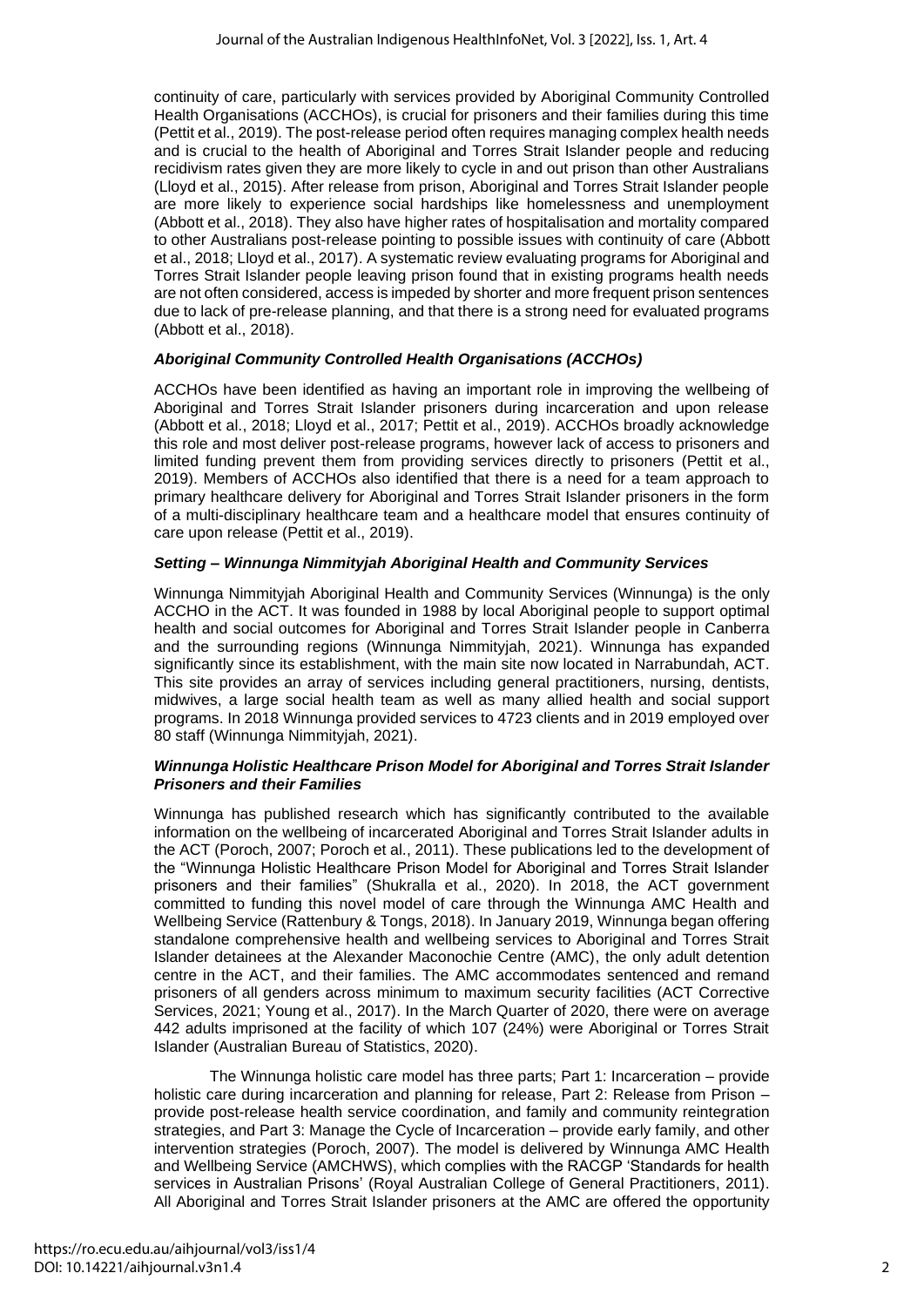continuity of care, particularly with services provided by Aboriginal Community Controlled Health Organisations (ACCHOs), is crucial for prisoners and their families during this time (Pettit et al., 2019). The post-release period often requires managing complex health needs and is crucial to the health of Aboriginal and Torres Strait Islander people and reducing recidivism rates given they are more likely to cycle in and out prison than other Australians (Lloyd et al., 2015). After release from prison, Aboriginal and Torres Strait Islander people are more likely to experience social hardships like homelessness and unemployment (Abbott et al., 2018). They also have higher rates of hospitalisation and mortality compared to other Australians post-release pointing to possible issues with continuity of care (Abbott et al., 2018; Lloyd et al., 2017). A systematic review evaluating programs for Aboriginal and Torres Strait Islander people leaving prison found that in existing programs health needs are not often considered, access is impeded by shorter and more frequent prison sentences due to lack of pre-release planning, and that there is a strong need for evaluated programs (Abbott et al., 2018).

### *Aboriginal Community Controlled Health Organisations (ACCHOs)*

ACCHOs have been identified as having an important role in improving the wellbeing of Aboriginal and Torres Strait Islander prisoners during incarceration and upon release (Abbott et al., 2018; Lloyd et al., 2017; Pettit et al., 2019). ACCHOs broadly acknowledge this role and most deliver post-release programs, however lack of access to prisoners and limited funding prevent them from providing services directly to prisoners (Pettit et al., 2019). Members of ACCHOs also identified that there is a need for a team approach to primary healthcare delivery for Aboriginal and Torres Strait Islander prisoners in the form of a multi-disciplinary healthcare team and a healthcare model that ensures continuity of care upon release (Pettit et al., 2019).

### *Setting – Winnunga Nimmityjah Aboriginal Health and Community Services*

Winnunga Nimmityjah Aboriginal Health and Community Services (Winnunga) is the only ACCHO in the ACT. It was founded in 1988 by local Aboriginal people to support optimal health and social outcomes for Aboriginal and Torres Strait Islander people in Canberra and the surrounding regions (Winnunga Nimmityjah, 2021). Winnunga has expanded significantly since its establishment, with the main site now located in Narrabundah, ACT. This site provides an array of services including general practitioners, nursing, dentists, midwives, a large social health team as well as many allied health and social support programs. In 2018 Winnunga provided services to 4723 clients and in 2019 employed over 80 staff (Winnunga Nimmityjah, 2021).

### *Winnunga Holistic Healthcare Prison Model for Aboriginal and Torres Strait Islander Prisoners and their Families*

Winnunga has published research which has significantly contributed to the available information on the wellbeing of incarcerated Aboriginal and Torres Strait Islander adults in the ACT (Poroch, 2007; Poroch et al., 2011). These publications led to the development of the "Winnunga Holistic Healthcare Prison Model for Aboriginal and Torres Strait Islander prisoners and their families" (Shukralla et al., 2020). In 2018, the ACT government committed to funding this novel model of care through the Winnunga AMC Health and Wellbeing Service (Rattenbury & Tongs, 2018). In January 2019, Winnunga began offering standalone comprehensive health and wellbeing services to Aboriginal and Torres Strait Islander detainees at the Alexander Maconochie Centre (AMC), the only adult detention centre in the ACT, and their families. The AMC accommodates sentenced and remand prisoners of all genders across minimum to maximum security facilities (ACT Corrective Services, 2021; Young et al., 2017). In the March Quarter of 2020, there were on average 442 adults imprisoned at the facility of which 107 (24%) were Aboriginal or Torres Strait Islander (Australian Bureau of Statistics, 2020).

The Winnunga holistic care model has three parts; Part 1: Incarceration – provide holistic care during incarceration and planning for release, Part 2: Release from Prison – provide post-release health service coordination, and family and community reintegration strategies, and Part 3: Manage the Cycle of Incarceration – provide early family, and other intervention strategies (Poroch, 2007). The model is delivered by Winnunga AMC Health and Wellbeing Service (AMCHWS), which complies with the RACGP 'Standards for health services in Australian Prisons' (Royal Australian College of General Practitioners, 2011). All Aboriginal and Torres Strait Islander prisoners at the AMC are offered the opportunity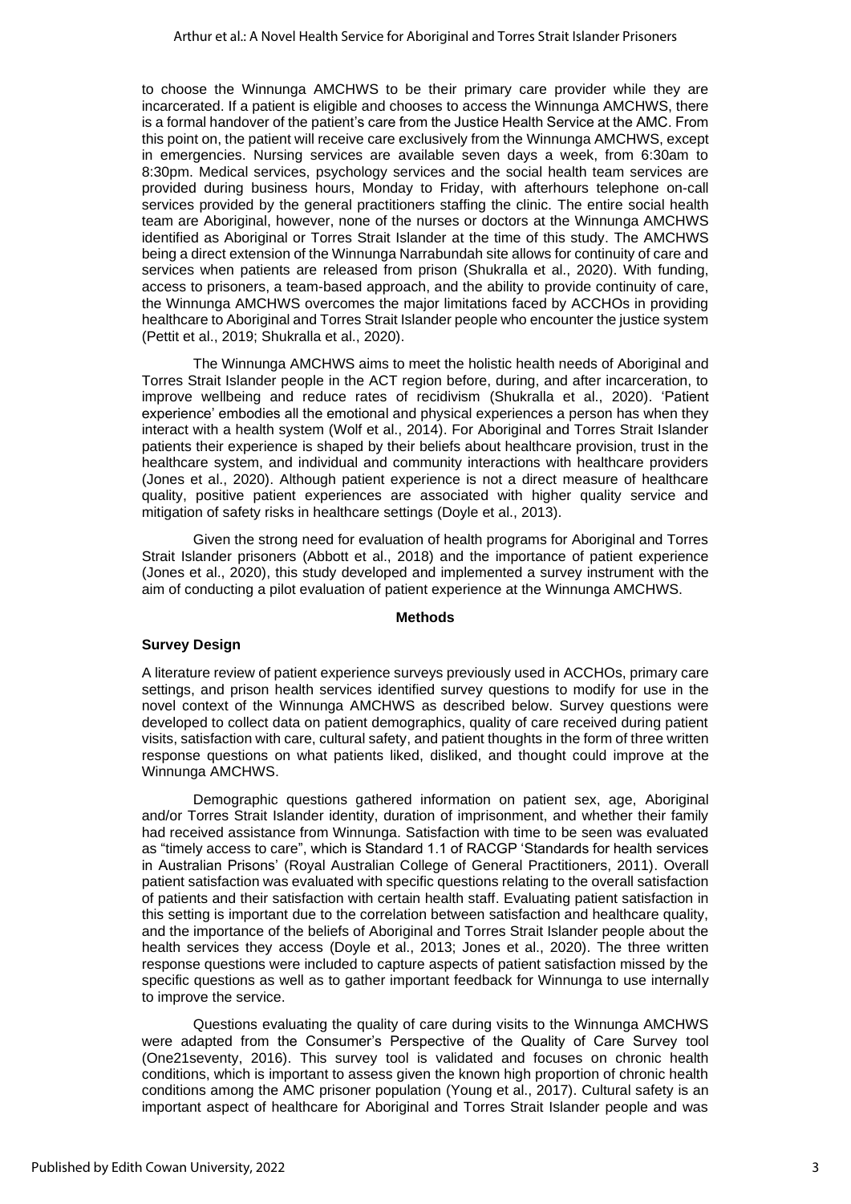to choose the Winnunga AMCHWS to be their primary care provider while they are incarcerated. If a patient is eligible and chooses to access the Winnunga AMCHWS, there is a formal handover of the patient's care from the Justice Health Service at the AMC. From this point on, the patient will receive care exclusively from the Winnunga AMCHWS, except in emergencies. Nursing services are available seven days a week, from 6:30am to 8:30pm. Medical services, psychology services and the social health team services are provided during business hours, Monday to Friday, with afterhours telephone on-call services provided by the general practitioners staffing the clinic. The entire social health team are Aboriginal, however, none of the nurses or doctors at the Winnunga AMCHWS identified as Aboriginal or Torres Strait Islander at the time of this study. The AMCHWS being a direct extension of the Winnunga Narrabundah site allows for continuity of care and services when patients are released from prison (Shukralla et al., 2020). With funding, access to prisoners, a team-based approach, and the ability to provide continuity of care, the Winnunga AMCHWS overcomes the major limitations faced by ACCHOs in providing healthcare to Aboriginal and Torres Strait Islander people who encounter the justice system (Pettit et al., 2019; Shukralla et al., 2020).

The Winnunga AMCHWS aims to meet the holistic health needs of Aboriginal and Torres Strait Islander people in the ACT region before, during, and after incarceration, to improve wellbeing and reduce rates of recidivism (Shukralla et al., 2020). 'Patient experience' embodies all the emotional and physical experiences a person has when they interact with a health system (Wolf et al., 2014). For Aboriginal and Torres Strait Islander patients their experience is shaped by their beliefs about healthcare provision, trust in the healthcare system, and individual and community interactions with healthcare providers (Jones et al., 2020). Although patient experience is not a direct measure of healthcare quality, positive patient experiences are associated with higher quality service and mitigation of safety risks in healthcare settings (Doyle et al., 2013).

Given the strong need for evaluation of health programs for Aboriginal and Torres Strait Islander prisoners (Abbott et al., 2018) and the importance of patient experience (Jones et al., 2020), this study developed and implemented a survey instrument with the aim of conducting a pilot evaluation of patient experience at the Winnunga AMCHWS.

## Methods

### Survey Design

A literature review of patient experience surveys previously used in ACCHOs, primary care settings, and prison health services identified survey questions to modify for use in the novel context of the Winnunga AMCHWS as described below. Survey questions were developed to collect data on patient demographics, quality of care received during patient visits, satisfaction with care, cultural safety, and patient thoughts in the form of three written response questions on what patients liked, disliked, and thought could improve at the Winnunga AMCHWS.

Demographic questions gathered information on patient sex, age, Aboriginal and/or Torres Strait Islander identity, duration of imprisonment, and whether their family had received assistance from Winnunga. Satisfaction with time to be seen was evaluated as "timely access to care", which is Standard 1.1 of RACGP 'Standards for health services in Australian Prisons' (Royal Australian College of General Practitioners, 2011). Overall patient satisfaction was evaluated with specific questions relating to the overall satisfaction of patients and their satisfaction with certain health staff. Evaluating patient satisfaction in this setting is important due to the correlation between satisfaction and healthcare quality, and the importance of the beliefs of Aboriginal and Torres Strait Islander people about the health services they access (Doyle et al., 2013; Jones et al., 2020). The three written response questions were included to capture aspects of patient satisfaction missed by the specific questions as well as to gather important feedback for Winnunga to use internally to improve the service.

Questions evaluating the quality of care during visits to the Winnunga AMCHWS were adapted from the Consumer's Perspective of the Quality of Care Survey tool (One21seventy, 2016). This survey tool is validated and focuses on chronic health conditions, which is important to assess given the known high proportion of chronic health conditions among the AMC prisoner population (Young et al., 2017). Cultural safety is an important aspect of healthcare for Aboriginal and Torres Strait Islander people and was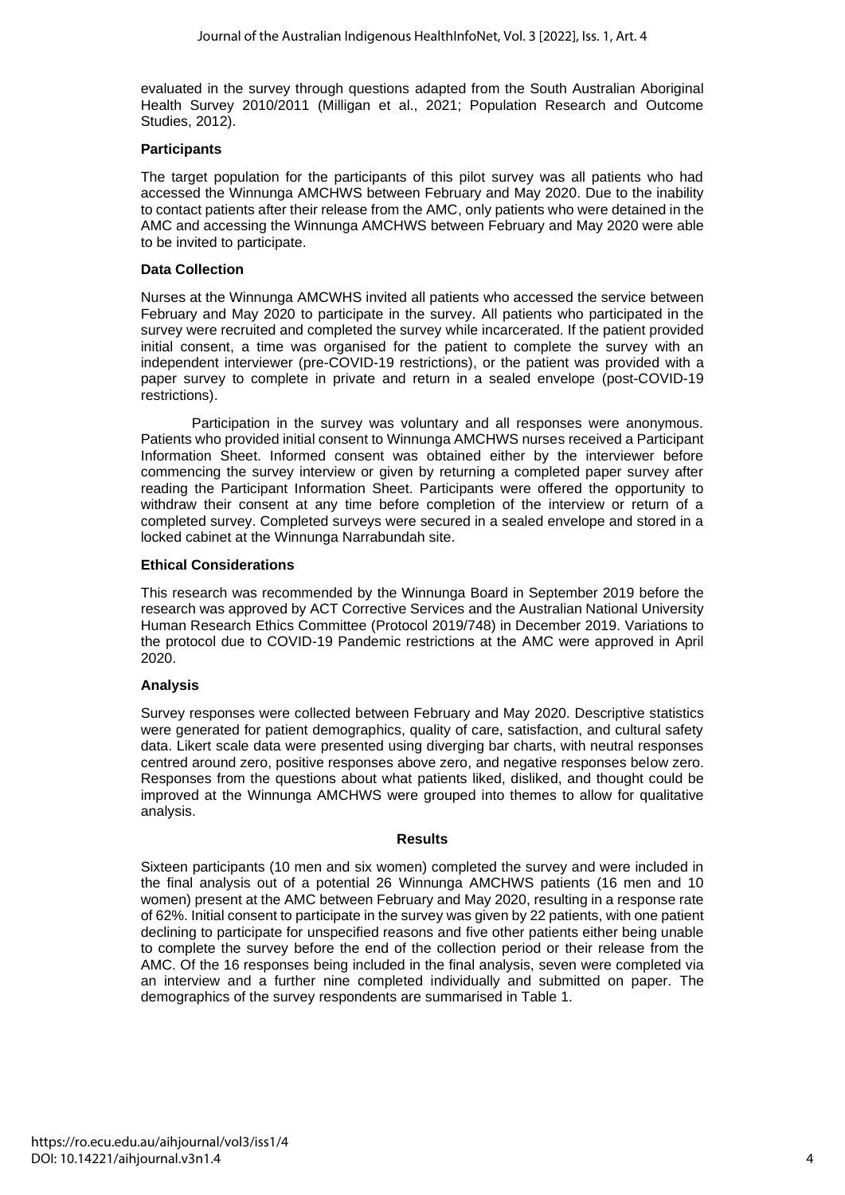evaluated in the survey through questions adapted from the South Australian Aboriginal Health Survey 2010/2011 (Milligan et al., 2021; Population Research and Outcome Studies, 2012).

### Participants

The target population for the participants of this pilot survey was all patients who had accessed the Winnunga AMCHWS between February and May 2020. Due to the inability to contact patients after their release from the AMC, only patients who were detained in the AMC and accessing the Winnunga AMCHWS between February and May 2020 were able to be invited to participate.

### Data Collection

Nurses at the Winnunga AMCWHS invited all patients who accessed the service between February and May 2020 to participate in the survey. All patients who participated in the survey were recruited and completed the survey while incarcerated. If the patient provided initial consent, a time was organised for the patient to complete the survey with an independent interviewer (pre-COVID-19 restrictions), or the patient was provided with a paper survey to complete in private and return in a sealed envelope (post-COVID-19 restrictions).

Participation in the survey was voluntary and all responses were anonymous. Patients who provided initial consent to Winnunga AMCHWS nurses received a Participant Information Sheet. Informed consent was obtained either by the interviewer before commencing the survey interview or given by returning a completed paper survey after reading the Participant Information Sheet. Participants were offered the opportunity to withdraw their consent at any time before completion of the interview or return of a completed survey. Completed surveys were secured in a sealed envelope and stored in a locked cabinet at the Winnunga Narrabundah site.

### Ethical Considerations

This research was recommended by the Winnunga Board in September 2019 before the research was approved by ACT Corrective Services and the Australian National University Human Research Ethics Committee (Protocol 2019/748) in December 2019. Variations to the protocol due to COVID-19 Pandemic restrictions at the AMC were approved in April 2020.

### Analysis

Survey responses were collected between February and May 2020. Descriptive statistics were generated for patient demographics, quality of care, satisfaction, and cultural safety data. Likert scale data were presented using diverging bar charts, with neutral responses centred around zero, positive responses above zero, and negative responses below zero. Responses from the questions about what patients liked, disliked, and thought could be improved at the Winnunga AMCHWS were grouped into themes to allow for qualitative analysis.

## Results

Sixteen participants (10 men and six women) completed the survey and were included in the final analysis out of a potential 26 Winnunga AMCHWS patients (16 men and 10 women) present at the AMC between February and May 2020, resulting in a response rate of 62%. Initial consent to participate in the survey was given by 22 patients, with one patient declining to participate for unspecified reasons and five other patients either being unable to complete the survey before the end of the collection period or their release from the AMC. Of the 16 responses being included in the final analysis, seven were completed via an interview and a further nine completed individually and submitted on paper. The demographics of the survey respondents are summarised in Table 1.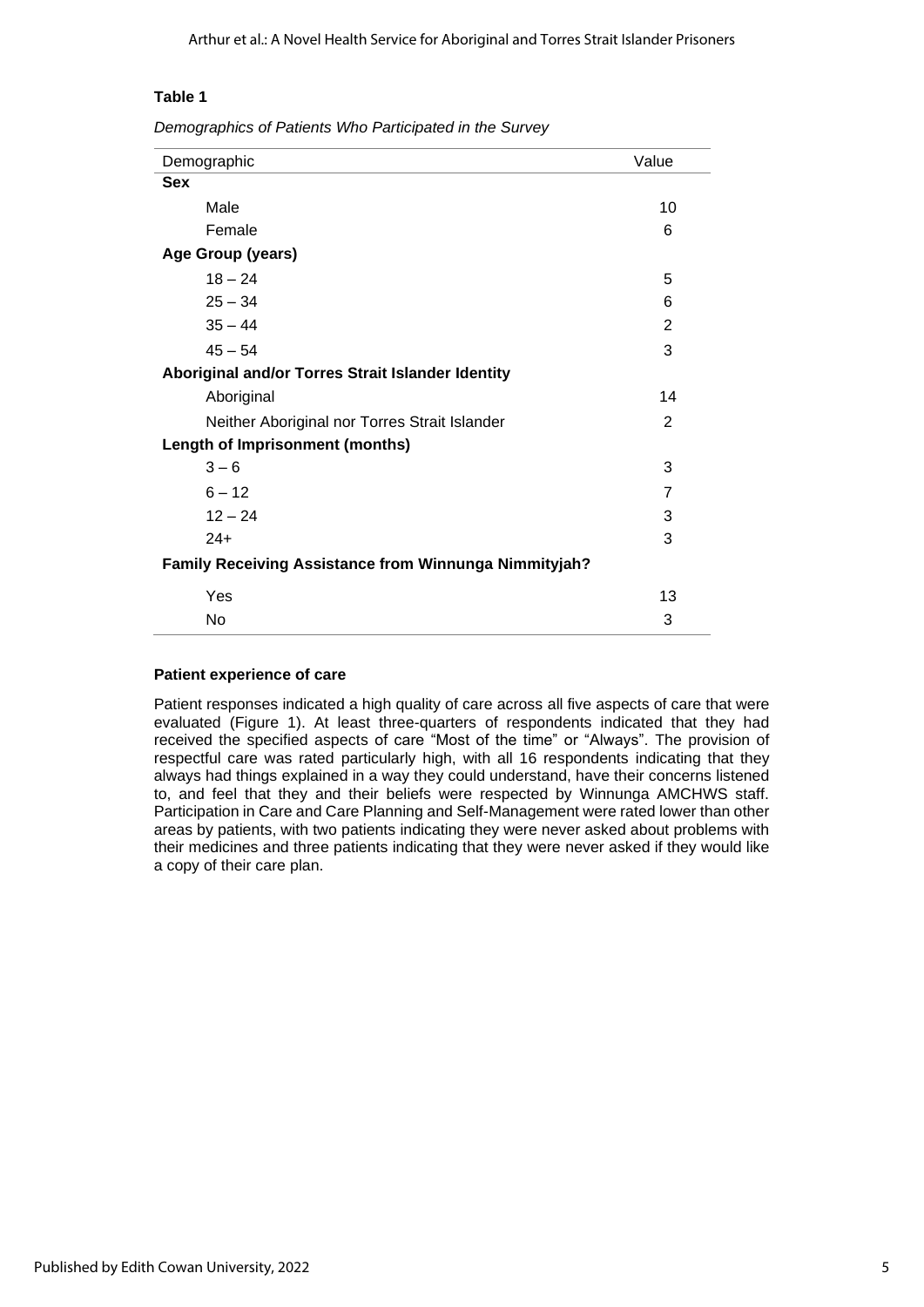**Table 1**

*Demographics of Patients Who Participated in the Survey*

| Demographic | Value |
|---|---|
| **Sex** | |
| Male | 10 |
| Female | 6 |
| **Age Group (years)** | |
| 18 – 24 | 5 |
| 25 – 34 | 6 |
| 35 – 44 | 2 |
| 45 – 54 | 3 |
| **Aboriginal and/or Torres Strait Islander Identity** | |
| Aboriginal | 14 |
| Neither Aboriginal nor Torres Strait Islander | 2 |
| **Length of Imprisonment (months)** | |
| 3 – 6 | 3 |
| 6 – 12 | 7 |
| 12 – 24 | 3 |
| 24+ | 3 |
| **Family Receiving Assistance from Winnunga Nimmityjah?** | |
| Yes | 13 |
| No | 3 |

#### Patient experience of care

Patient responses indicated a high quality of care across all five aspects of care that were evaluated (Figure 1). At least three-quarters of respondents indicated that they had received the specified aspects of care "Most of the time" or "Always". The provision of respectful care was rated particularly high, with all 16 respondents indicating that they always had things explained in a way they could understand, have their concerns listened to, and feel that they and their beliefs were respected by Winnunga AMCHWS staff. Participation in Care and Care Planning and Self-Management were rated lower than other areas by patients, with two patients indicating they were never asked about problems with their medicines and three patients indicating that they were never asked if they would like a copy of their care plan.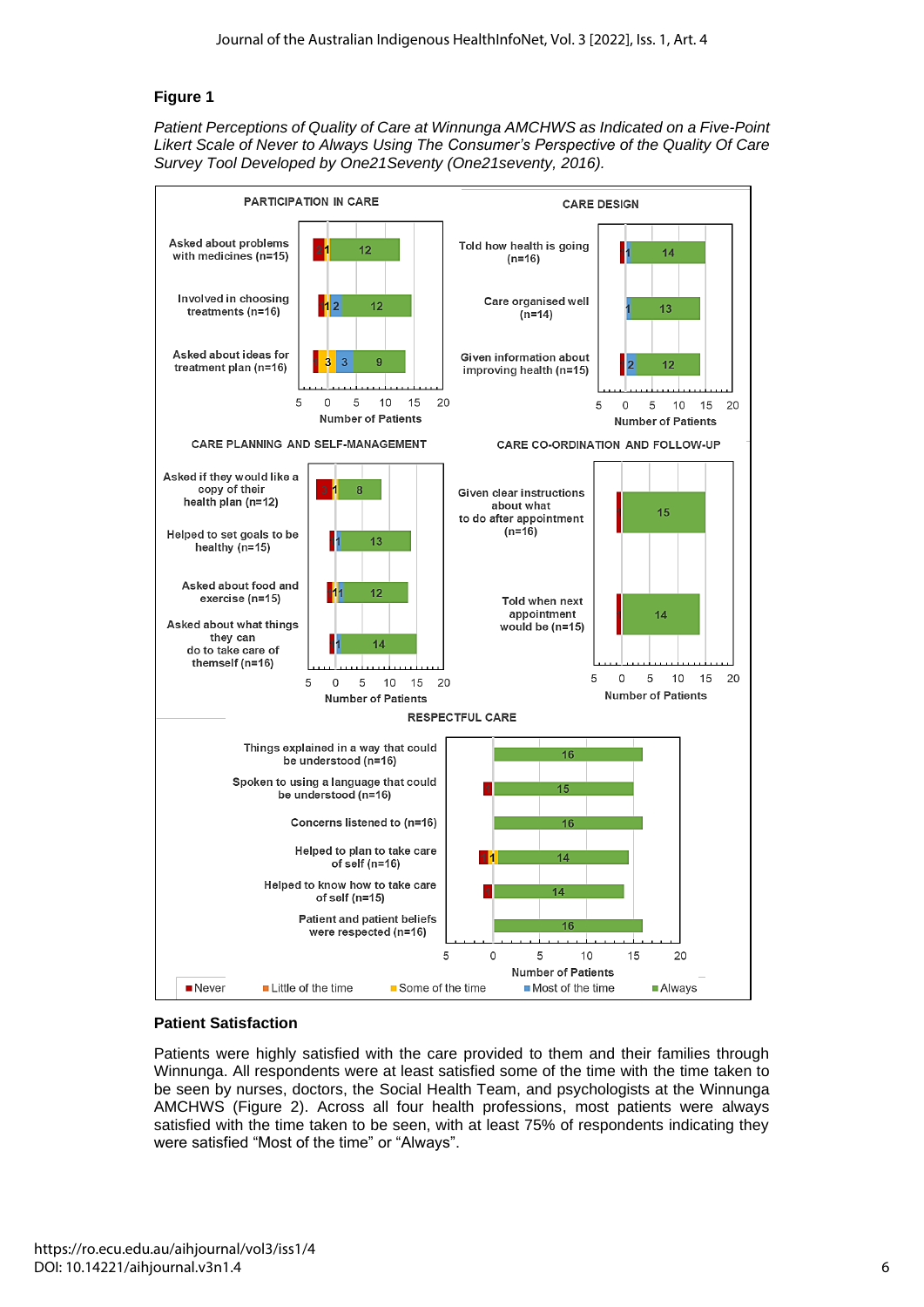**Figure 1**

*Patient Perceptions of Quality of Care at Winnunga AMCHWS as Indicated on a Five-Point Likert Scale of Never to Always Using The Consumer's Perspective of the Quality Of Care Survey Tool Developed by One21Seventy (One21seventy, 2016).*

PARTICIPATION IN CARE

| Item | Never | Little of the time | Some of the time | Most of the time | Always |
|---|---|---|---|---|---|
| Asked about problems with medicines (n=15) | 2 | | 1 | | 12 |
| Involved in choosing treatments (n=16) | 1 | | 1 | 2 | 12 |
| Asked about ideas for treatment plan (n=16) | 1 | | 3 | 3 | 9 |

CARE DESIGN

| Item | Never | Little of the time | Some of the time | Most of the time | Always |
|---|---|---|---|---|---|
| Told how health is going (n=16) | 1 | | | 1 | 14 |
| Care organised well (n=14) | | | | 1 | 13 |
| Given information about improving health (n=15) | 1 | | | 2 | 12 |

CARE PLANNING AND SELF-MANAGEMENT

| Item | Never | Little of the time | Some of the time | Most of the time | Always |
|---|---|---|---|---|---|
| Asked if they would like a copy of their health plan (n=12) | 3 | | 1 | | 8 |
| Helped to set goals to be healthy (n=15) | 1 | | | 1 | 13 |
| Asked about food and exercise (n=15) | 1 | | 1 | 1 | 12 |
| Asked about what things they can do to take care of themself (n=16) | 1 | | | 1 | 14 |

CARE CO-ORDINATION AND FOLLOW-UP

| Item | Never | Little of the time | Some of the time | Most of the time | Always |
|---|---|---|---|---|---|
| Given clear instructions about what to do after appointment (n=16) | 1 | | | | 15 |
| Told when next appointment would be (n=15) | 1 | | | | 14 |

RESPECTFUL CARE

| Item | Never | Little of the time | Some of the time | Most of the time | Always |
|---|---|---|---|---|---|
| Things explained in a way that could be understood (n=16) | | | | | 16 |
| Spoken to using a language that could be understood (n=16) | 1 | | | | 15 |
| Concerns listened to (n=16) | | | | | 16 |
| Helped to plan to take care of self (n=16) | 1 | | 1 | | 14 |
| Helped to know how to take care of self (n=15) | 1 | | | | 14 |
| Patient and patient beliefs were respected (n=16) | | | | | 16 |

Number of Patients

■ Never ■ Little of the time ■ Some of the time ■ Most of the time ■ Always

### Patient Satisfaction

Patients were highly satisfied with the care provided to them and their families through Winnunga. All respondents were at least satisfied some of the time with the time taken to be seen by nurses, doctors, the Social Health Team, and psychologists at the Winnunga AMCHWS (Figure 2). Across all four health professions, most patients were always satisfied with the time taken to be seen, with at least 75% of respondents indicating they were satisfied "Most of the time" or "Always".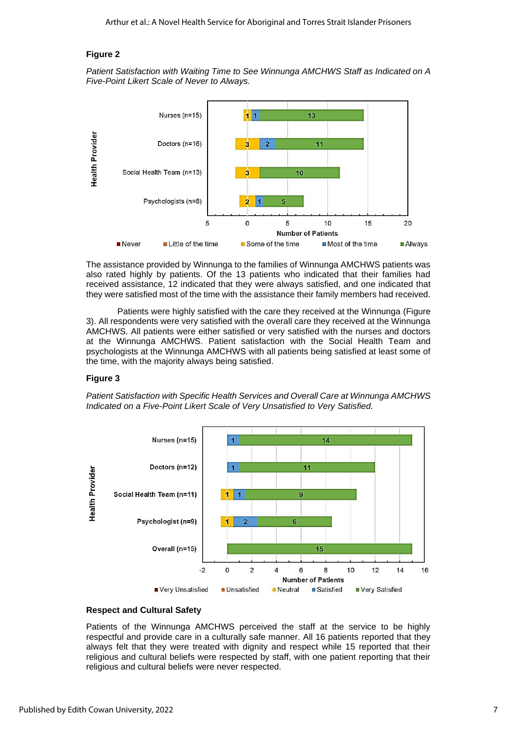**Figure 2**

*Patient Satisfaction with Waiting Time to See Winnunga AMCHWS Staff as Indicated on A Five-Point Likert Scale of Never to Always.*

The assistance provided by Winnunga to the families of Winnunga AMCHWS patients was also rated highly by patients. Of the 13 patients who indicated that their families had received assistance, 12 indicated that they were always satisfied, and one indicated that they were satisfied most of the time with the assistance their family members had received.

Patients were highly satisfied with the care they received at the Winnunga (Figure 3). All respondents were very satisfied with the overall care they received at the Winnunga AMCHWS. All patients were either satisfied or very satisfied with the nurses and doctors at the Winnunga AMCHWS. Patient satisfaction with the Social Health Team and psychologists at the Winnunga AMCHWS with all patients being satisfied at least some of the time, with the majority always being satisfied.

**Figure 3**

*Patient Satisfaction with Specific Health Services and Overall Care at Winnunga AMCHWS Indicated on a Five-Point Likert Scale of Very Unsatisfied to Very Satisfied.*

**Respect and Cultural Safety**

Patients of the Winnunga AMCHWS perceived the staff at the service to be highly respectful and provide care in a culturally safe manner. All 16 patients reported that they always felt that they were treated with dignity and respect while 15 reported that their religious and cultural beliefs were respected by staff, with one patient reporting that their religious and cultural beliefs were never respected.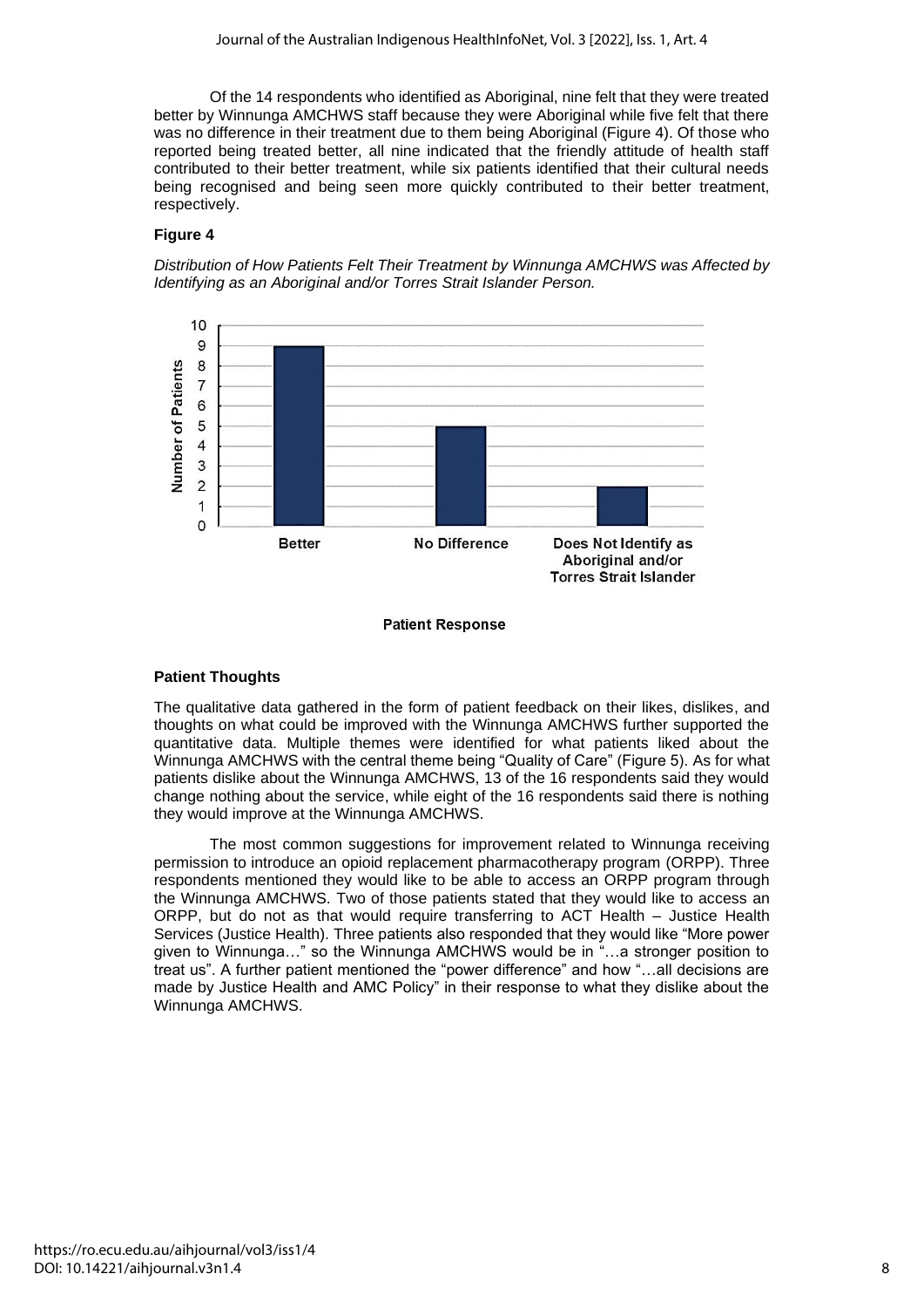Of the 14 respondents who identified as Aboriginal, nine felt that they were treated better by Winnunga AMCHWS staff because they were Aboriginal while five felt that there was no difference in their treatment due to them being Aboriginal (Figure 4). Of those who reported being treated better, all nine indicated that the friendly attitude of health staff contributed to their better treatment, while six patients identified that their cultural needs being recognised and being seen more quickly contributed to their better treatment, respectively.

**Figure 4**

*Distribution of How Patients Felt Their Treatment by Winnunga AMCHWS was Affected by Identifying as an Aboriginal and/or Torres Strait Islander Person.*

| Patient Response | Number of Patients |
|---|---|
| Better | 9 |
| No Difference | 5 |
| Does Not Identify as Aboriginal and/or Torres Strait Islander | 2 |

### Patient Thoughts

The qualitative data gathered in the form of patient feedback on their likes, dislikes, and thoughts on what could be improved with the Winnunga AMCHWS further supported the quantitative data. Multiple themes were identified for what patients liked about the Winnunga AMCHWS with the central theme being "Quality of Care" (Figure 5). As for what patients dislike about the Winnunga AMCHWS, 13 of the 16 respondents said they would change nothing about the service, while eight of the 16 respondents said there is nothing they would improve at the Winnunga AMCHWS.

The most common suggestions for improvement related to Winnunga receiving permission to introduce an opioid replacement pharmacotherapy program (ORPP). Three respondents mentioned they would like to be able to access an ORPP program through the Winnunga AMCHWS. Two of those patients stated that they would like to access an ORPP, but do not as that would require transferring to ACT Health – Justice Health Services (Justice Health). Three patients also responded that they would like "More power given to Winnunga…" so the Winnunga AMCHWS would be in "…a stronger position to treat us". A further patient mentioned the "power difference" and how "…all decisions are made by Justice Health and AMC Policy" in their response to what they dislike about the Winnunga AMCHWS.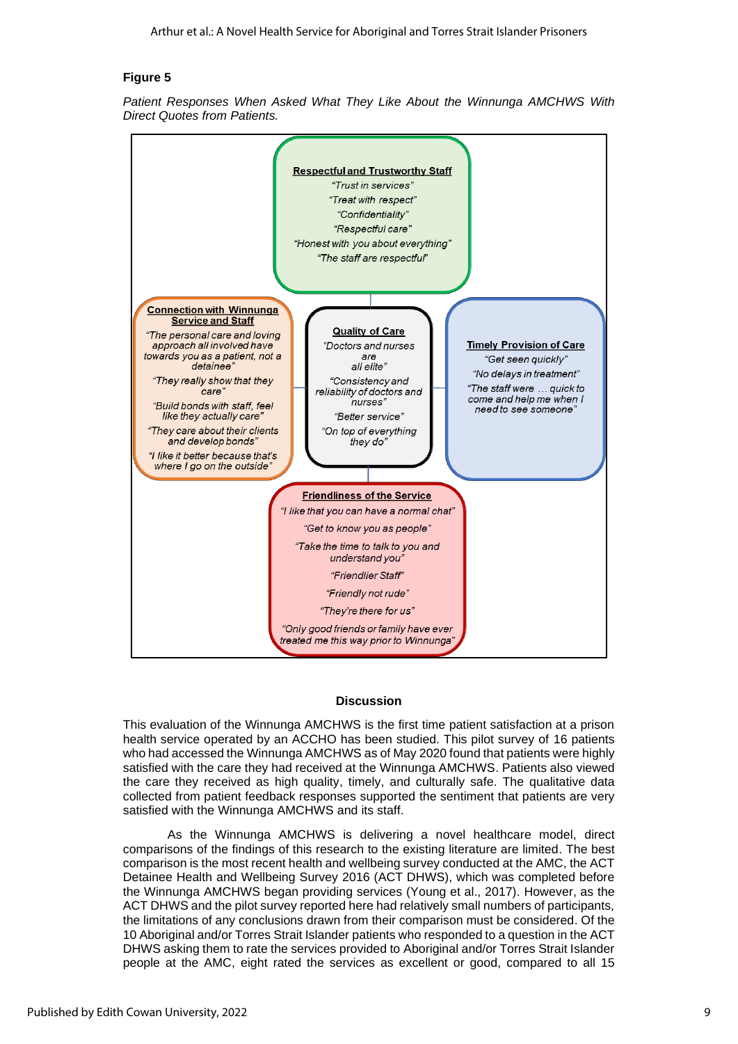**Figure 5**

*Patient Responses When Asked What They Like About the Winnunga AMCHWS With Direct Quotes from Patients.*

**Respectful and Trustworthy Staff**
"Trust in services"
"Treat with respect"
"Confidentiality"
"Respectful care"
"Honest with you about everything"
"The staff are respectful"

**Connection with Winnunga Service and Staff**
"The personal care and loving approach all involved have towards you as a patient, not a detainee"
"They really show that they care"
"Build bonds with staff, feel like they actually care"
"They care about their clients and develop bonds"
"I like it better because that's where I go on the outside"

**Quality of Care**
"Doctors and nurses are all elite"
"Consistency and reliability of doctors and nurses"
"Better service"
"On top of everything they do"

**Timely Provision of Care**
"Get seen quickly"
"No delays in treatment"
"The staff were … quick to come and help me when I need to see someone"

**Friendliness of the Service**
"I like that you can have a normal chat"
"Get to know you as people"
"Take the time to talk to you and understand you"
"Friendlier Staff"
"Friendly not rude"
"They're there for us"
"Only good friends or family have ever treated me this way prior to Winnunga"

## Discussion

This evaluation of the Winnunga AMCHWS is the first time patient satisfaction at a prison health service operated by an ACCHO has been studied. This pilot survey of 16 patients who had accessed the Winnunga AMCHWS as of May 2020 found that patients were highly satisfied with the care they had received at the Winnunga AMCHWS. Patients also viewed the care they received as high quality, timely, and culturally safe. The qualitative data collected from patient feedback responses supported the sentiment that patients are very satisfied with the Winnunga AMCHWS and its staff.

As the Winnunga AMCHWS is delivering a novel healthcare model, direct comparisons of the findings of this research to the existing literature are limited. The best comparison is the most recent health and wellbeing survey conducted at the AMC, the ACT Detainee Health and Wellbeing Survey 2016 (ACT DHWS), which was completed before the Winnunga AMCHWS began providing services (Young et al., 2017). However, as the ACT DHWS and the pilot survey reported here had relatively small numbers of participants, the limitations of any conclusions drawn from their comparison must be considered. Of the 10 Aboriginal and/or Torres Strait Islander patients who responded to a question in the ACT DHWS asking them to rate the services provided to Aboriginal and/or Torres Strait Islander people at the AMC, eight rated the services as excellent or good, compared to all 15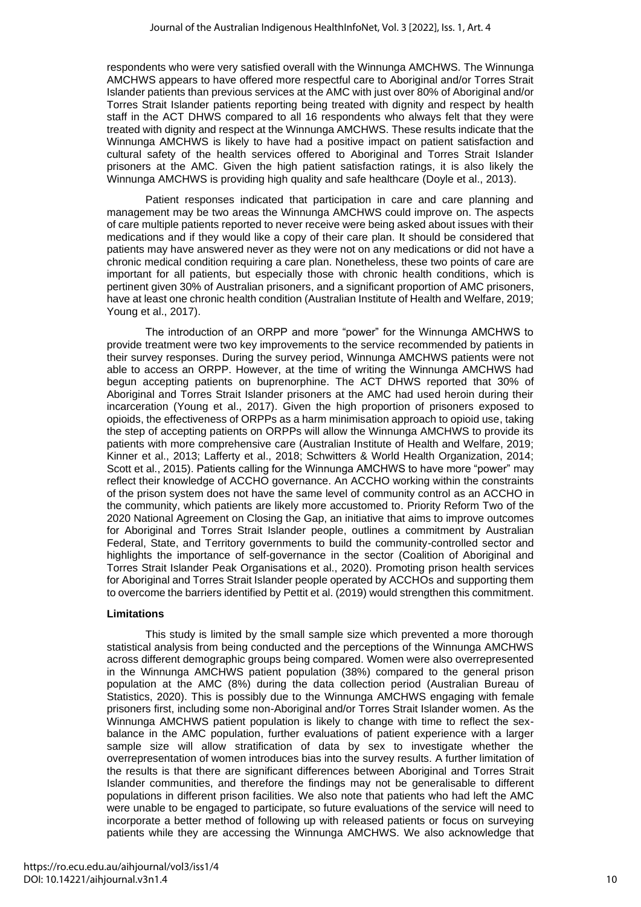respondents who were very satisfied overall with the Winnunga AMCHWS. The Winnunga AMCHWS appears to have offered more respectful care to Aboriginal and/or Torres Strait Islander patients than previous services at the AMC with just over 80% of Aboriginal and/or Torres Strait Islander patients reporting being treated with dignity and respect by health staff in the ACT DHWS compared to all 16 respondents who always felt that they were treated with dignity and respect at the Winnunga AMCHWS. These results indicate that the Winnunga AMCHWS is likely to have had a positive impact on patient satisfaction and cultural safety of the health services offered to Aboriginal and Torres Strait Islander prisoners at the AMC. Given the high patient satisfaction ratings, it is also likely the Winnunga AMCHWS is providing high quality and safe healthcare (Doyle et al., 2013).

Patient responses indicated that participation in care and care planning and management may be two areas the Winnunga AMCHWS could improve on. The aspects of care multiple patients reported to never receive were being asked about issues with their medications and if they would like a copy of their care plan. It should be considered that patients may have answered never as they were not on any medications or did not have a chronic medical condition requiring a care plan. Nonetheless, these two points of care are important for all patients, but especially those with chronic health conditions, which is pertinent given 30% of Australian prisoners, and a significant proportion of AMC prisoners, have at least one chronic health condition (Australian Institute of Health and Welfare, 2019; Young et al., 2017).

The introduction of an ORPP and more "power" for the Winnunga AMCHWS to provide treatment were two key improvements to the service recommended by patients in their survey responses. During the survey period, Winnunga AMCHWS patients were not able to access an ORPP. However, at the time of writing the Winnunga AMCHWS had begun accepting patients on buprenorphine. The ACT DHWS reported that 30% of Aboriginal and Torres Strait Islander prisoners at the AMC had used heroin during their incarceration (Young et al., 2017). Given the high proportion of prisoners exposed to opioids, the effectiveness of ORPPs as a harm minimisation approach to opioid use, taking the step of accepting patients on ORPPs will allow the Winnunga AMCHWS to provide its patients with more comprehensive care (Australian Institute of Health and Welfare, 2019; Kinner et al., 2013; Lafferty et al., 2018; Schwitters & World Health Organization, 2014; Scott et al., 2015). Patients calling for the Winnunga AMCHWS to have more "power" may reflect their knowledge of ACCHO governance. An ACCHO working within the constraints of the prison system does not have the same level of community control as an ACCHO in the community, which patients are likely more accustomed to. Priority Reform Two of the 2020 National Agreement on Closing the Gap, an initiative that aims to improve outcomes for Aboriginal and Torres Strait Islander people, outlines a commitment by Australian Federal, State, and Territory governments to build the community-controlled sector and highlights the importance of self-governance in the sector (Coalition of Aboriginal and Torres Strait Islander Peak Organisations et al., 2020). Promoting prison health services for Aboriginal and Torres Strait Islander people operated by ACCHOs and supporting them to overcome the barriers identified by Pettit et al. (2019) would strengthen this commitment.

### Limitations

This study is limited by the small sample size which prevented a more thorough statistical analysis from being conducted and the perceptions of the Winnunga AMCHWS across different demographic groups being compared. Women were also overrepresented in the Winnunga AMCHWS patient population (38%) compared to the general prison population at the AMC (8%) during the data collection period (Australian Bureau of Statistics, 2020). This is possibly due to the Winnunga AMCHWS engaging with female prisoners first, including some non-Aboriginal and/or Torres Strait Islander women. As the Winnunga AMCHWS patient population is likely to change with time to reflect the sex-balance in the AMC population, further evaluations of patient experience with a larger sample size will allow stratification of data by sex to investigate whether the overrepresentation of women introduces bias into the survey results. A further limitation of the results is that there are significant differences between Aboriginal and Torres Strait Islander communities, and therefore the findings may not be generalisable to different populations in different prison facilities. We also note that patients who had left the AMC were unable to be engaged to participate, so future evaluations of the service will need to incorporate a better method of following up with released patients or focus on surveying patients while they are accessing the Winnunga AMCHWS. We also acknowledge that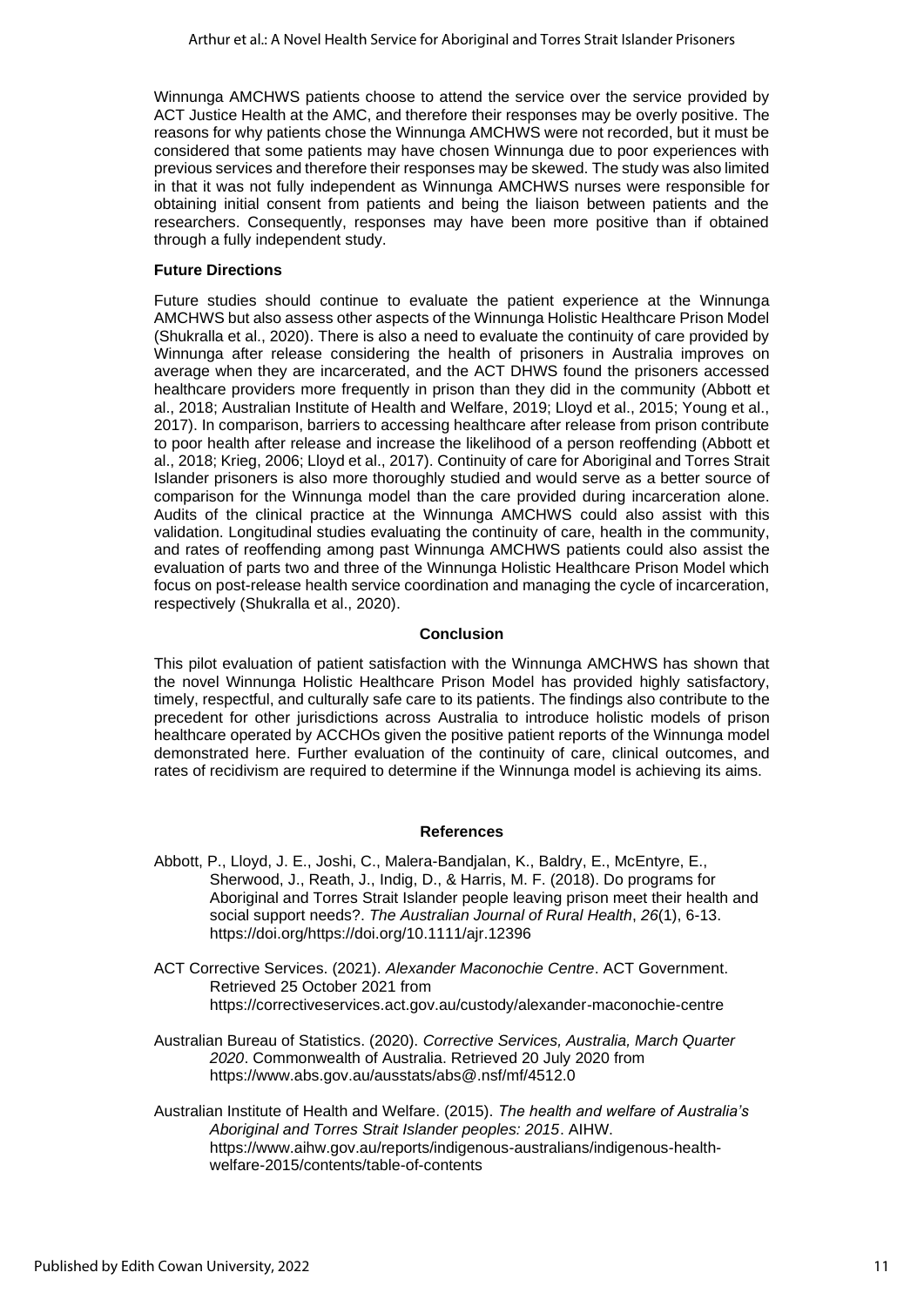Winnunga AMCHWS patients choose to attend the service over the service provided by ACT Justice Health at the AMC, and therefore their responses may be overly positive. The reasons for why patients chose the Winnunga AMCHWS were not recorded, but it must be considered that some patients may have chosen Winnunga due to poor experiences with previous services and therefore their responses may be skewed. The study was also limited in that it was not fully independent as Winnunga AMCHWS nurses were responsible for obtaining initial consent from patients and being the liaison between patients and the researchers. Consequently, responses may have been more positive than if obtained through a fully independent study.

### Future Directions

Future studies should continue to evaluate the patient experience at the Winnunga AMCHWS but also assess other aspects of the Winnunga Holistic Healthcare Prison Model (Shukralla et al., 2020). There is also a need to evaluate the continuity of care provided by Winnunga after release considering the health of prisoners in Australia improves on average when they are incarcerated, and the ACT DHWS found the prisoners accessed healthcare providers more frequently in prison than they did in the community (Abbott et al., 2018; Australian Institute of Health and Welfare, 2019; Lloyd et al., 2015; Young et al., 2017). In comparison, barriers to accessing healthcare after release from prison contribute to poor health after release and increase the likelihood of a person reoffending (Abbott et al., 2018; Krieg, 2006; Lloyd et al., 2017). Continuity of care for Aboriginal and Torres Strait Islander prisoners is also more thoroughly studied and would serve as a better source of comparison for the Winnunga model than the care provided during incarceration alone. Audits of the clinical practice at the Winnunga AMCHWS could also assist with this validation. Longitudinal studies evaluating the continuity of care, health in the community, and rates of reoffending among past Winnunga AMCHWS patients could also assist the evaluation of parts two and three of the Winnunga Holistic Healthcare Prison Model which focus on post-release health service coordination and managing the cycle of incarceration, respectively (Shukralla et al., 2020).

## Conclusion

This pilot evaluation of patient satisfaction with the Winnunga AMCHWS has shown that the novel Winnunga Holistic Healthcare Prison Model has provided highly satisfactory, timely, respectful, and culturally safe care to its patients. The findings also contribute to the precedent for other jurisdictions across Australia to introduce holistic models of prison healthcare operated by ACCHOs given the positive patient reports of the Winnunga model demonstrated here. Further evaluation of the continuity of care, clinical outcomes, and rates of recidivism are required to determine if the Winnunga model is achieving its aims.

## References

Abbott, P., Lloyd, J. E., Joshi, C., Malera-Bandjalan, K., Baldry, E., McEntyre, E., Sherwood, J., Reath, J., Indig, D., & Harris, M. F. (2018). Do programs for Aboriginal and Torres Strait Islander people leaving prison meet their health and social support needs?. *The Australian Journal of Rural Health*, *26*(1), 6-13. https://doi.org/https://doi.org/10.1111/ajr.12396

ACT Corrective Services. (2021). *Alexander Maconochie Centre*. ACT Government. Retrieved 25 October 2021 from https://correctiveservices.act.gov.au/custody/alexander-maconochie-centre

Australian Bureau of Statistics. (2020). *Corrective Services, Australia, March Quarter 2020*. Commonwealth of Australia. Retrieved 20 July 2020 from https://www.abs.gov.au/ausstats/abs@.nsf/mf/4512.0

Australian Institute of Health and Welfare. (2015). *The health and welfare of Australia's Aboriginal and Torres Strait Islander peoples: 2015*. AIHW. https://www.aihw.gov.au/reports/indigenous-australians/indigenous-health-welfare-2015/contents/table-of-contents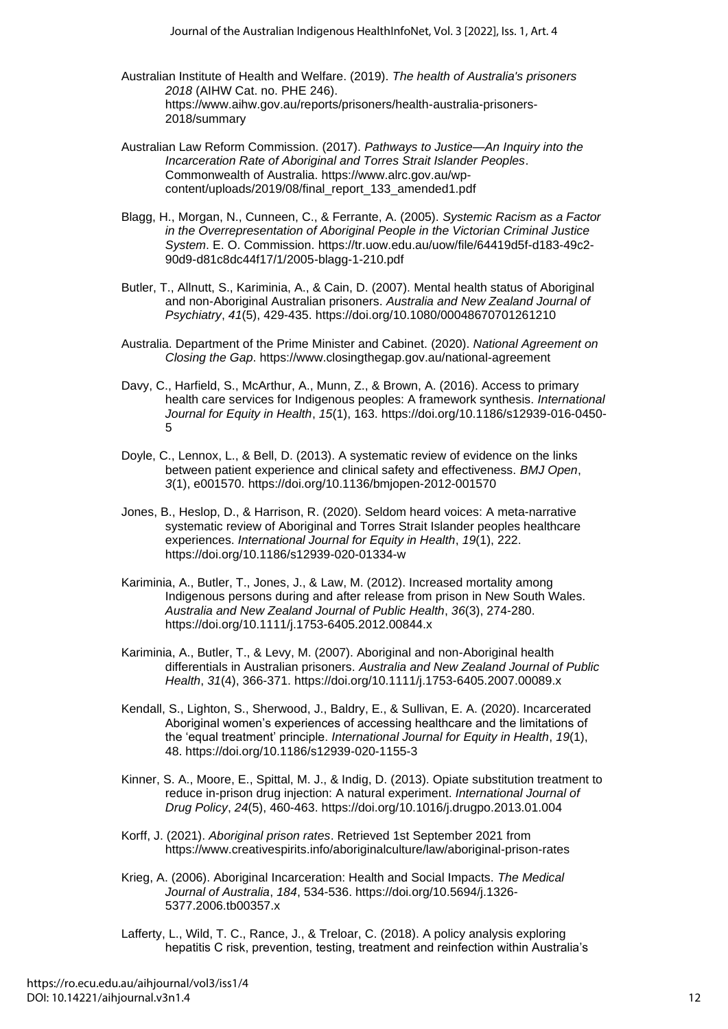Australian Institute of Health and Welfare. (2019). *The health of Australia's prisoners 2018* (AIHW Cat. no. PHE 246). https://www.aihw.gov.au/reports/prisoners/health-australia-prisoners-2018/summary

Australian Law Reform Commission. (2017). *Pathways to Justice—An Inquiry into the Incarceration Rate of Aboriginal and Torres Strait Islander Peoples*. Commonwealth of Australia. https://www.alrc.gov.au/wp-content/uploads/2019/08/final_report_133_amended1.pdf

Blagg, H., Morgan, N., Cunneen, C., & Ferrante, A. (2005). *Systemic Racism as a Factor in the Overrepresentation of Aboriginal People in the Victorian Criminal Justice System*. E. O. Commission. https://tr.uow.edu.au/uow/file/64419d5f-d183-49c2-90d9-d81c8dc44f17/1/2005-blagg-1-210.pdf

Butler, T., Allnutt, S., Kariminia, A., & Cain, D. (2007). Mental health status of Aboriginal and non-Aboriginal Australian prisoners. *Australia and New Zealand Journal of Psychiatry*, *41*(5), 429-435. https://doi.org/10.1080/00048670701261210

Australia. Department of the Prime Minister and Cabinet. (2020). *National Agreement on Closing the Gap*. https://www.closingthegap.gov.au/national-agreement

Davy, C., Harfield, S., McArthur, A., Munn, Z., & Brown, A. (2016). Access to primary health care services for Indigenous peoples: A framework synthesis. *International Journal for Equity in Health*, *15*(1), 163. https://doi.org/10.1186/s12939-016-0450-5

Doyle, C., Lennox, L., & Bell, D. (2013). A systematic review of evidence on the links between patient experience and clinical safety and effectiveness. *BMJ Open*, *3*(1), e001570. https://doi.org/10.1136/bmjopen-2012-001570

Jones, B., Heslop, D., & Harrison, R. (2020). Seldom heard voices: A meta-narrative systematic review of Aboriginal and Torres Strait Islander peoples healthcare experiences. *International Journal for Equity in Health*, *19*(1), 222. https://doi.org/10.1186/s12939-020-01334-w

Kariminia, A., Butler, T., Jones, J., & Law, M. (2012). Increased mortality among Indigenous persons during and after release from prison in New South Wales. *Australia and New Zealand Journal of Public Health*, *36*(3), 274-280. https://doi.org/10.1111/j.1753-6405.2012.00844.x

Kariminia, A., Butler, T., & Levy, M. (2007). Aboriginal and non-Aboriginal health differentials in Australian prisoners. *Australia and New Zealand Journal of Public Health*, *31*(4), 366-371. https://doi.org/10.1111/j.1753-6405.2007.00089.x

Kendall, S., Lighton, S., Sherwood, J., Baldry, E., & Sullivan, E. A. (2020). Incarcerated Aboriginal women's experiences of accessing healthcare and the limitations of the 'equal treatment' principle. *International Journal for Equity in Health*, *19*(1), 48. https://doi.org/10.1186/s12939-020-1155-3

Kinner, S. A., Moore, E., Spittal, M. J., & Indig, D. (2013). Opiate substitution treatment to reduce in-prison drug injection: A natural experiment. *International Journal of Drug Policy*, *24*(5), 460-463. https://doi.org/10.1016/j.drugpo.2013.01.004

Korff, J. (2021). *Aboriginal prison rates*. Retrieved 1st September 2021 from https://www.creativespirits.info/aboriginalculture/law/aboriginal-prison-rates

Krieg, A. (2006). Aboriginal Incarceration: Health and Social Impacts. *The Medical Journal of Australia*, *184*, 534-536. https://doi.org/10.5694/j.1326-5377.2006.tb00357.x

Lafferty, L., Wild, T. C., Rance, J., & Treloar, C. (2018). A policy analysis exploring hepatitis C risk, prevention, testing, treatment and reinfection within Australia's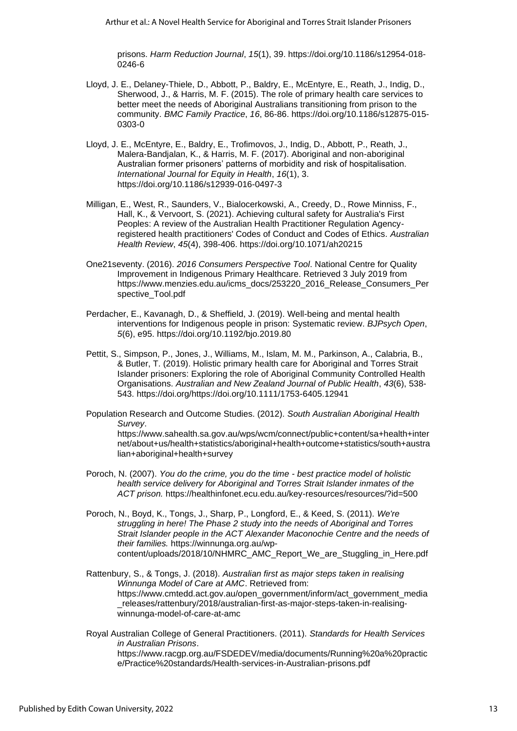prisons. *Harm Reduction Journal*, *15*(1), 39. https://doi.org/10.1186/s12954-018-0246-6

Lloyd, J. E., Delaney-Thiele, D., Abbott, P., Baldry, E., McEntyre, E., Reath, J., Indig, D., Sherwood, J., & Harris, M. F. (2015). The role of primary health care services to better meet the needs of Aboriginal Australians transitioning from prison to the community. *BMC Family Practice*, *16*, 86-86. https://doi.org/10.1186/s12875-015-0303-0

Lloyd, J. E., McEntyre, E., Baldry, E., Trofimovos, J., Indig, D., Abbott, P., Reath, J., Malera-Bandjalan, K., & Harris, M. F. (2017). Aboriginal and non-aboriginal Australian former prisoners' patterns of morbidity and risk of hospitalisation. *International Journal for Equity in Health*, *16*(1), 3. https://doi.org/10.1186/s12939-016-0497-3

Milligan, E., West, R., Saunders, V., Bialocerkowski, A., Creedy, D., Rowe Minniss, F., Hall, K., & Vervoort, S. (2021). Achieving cultural safety for Australia's First Peoples: A review of the Australian Health Practitioner Regulation Agency-registered health practitioners' Codes of Conduct and Codes of Ethics. *Australian Health Review*, *45*(4), 398-406. https://doi.org/10.1071/ah20215

One21seventy. (2016). *2016 Consumers Perspective Tool*. National Centre for Quality Improvement in Indigenous Primary Healthcare. Retrieved 3 July 2019 from https://www.menzies.edu.au/icms_docs/253220_2016_Release_Consumers_Perspective_Tool.pdf

Perdacher, E., Kavanagh, D., & Sheffield, J. (2019). Well-being and mental health interventions for Indigenous people in prison: Systematic review. *BJPsych Open*, *5*(6), e95. https://doi.org/10.1192/bjo.2019.80

Pettit, S., Simpson, P., Jones, J., Williams, M., Islam, M. M., Parkinson, A., Calabria, B., & Butler, T. (2019). Holistic primary health care for Aboriginal and Torres Strait Islander prisoners: Exploring the role of Aboriginal Community Controlled Health Organisations. *Australian and New Zealand Journal of Public Health*, *43*(6), 538-543. https://doi.org/https://doi.org/10.1111/1753-6405.12941

Population Research and Outcome Studies. (2012). *South Australian Aboriginal Health Survey*. https://www.sahealth.sa.gov.au/wps/wcm/connect/public+content/sa+health+internet/about+us/health+statistics/aboriginal+health+outcome+statistics/south+australian+aboriginal+health+survey

Poroch, N. (2007). *You do the crime, you do the time - best practice model of holistic health service delivery for Aboriginal and Torres Strait Islander inmates of the ACT prison.* https://healthinfonet.ecu.edu.au/key-resources/resources/?id=500

Poroch, N., Boyd, K., Tongs, J., Sharp, P., Longford, E., & Keed, S. (2011). *We're struggling in here! The Phase 2 study into the needs of Aboriginal and Torres Strait Islander people in the ACT Alexander Maconochie Centre and the needs of their families.* https://winnunga.org.au/wp-content/uploads/2018/10/NHMRC_AMC_Report_We_are_Stuggling_in_Here.pdf

Rattenbury, S., & Tongs, J. (2018). *Australian first as major steps taken in realising Winnunga Model of Care at AMC*. Retrieved from: https://www.cmtedd.act.gov.au/open_government/inform/act_government_media_releases/rattenbury/2018/australian-first-as-major-steps-taken-in-realising-winnunga-model-of-care-at-amc

Royal Australian College of General Practitioners. (2011). *Standards for Health Services in Australian Prisons*. https://www.racgp.org.au/FSDEDEV/media/documents/Running%20a%20practice/Practice%20standards/Health-services-in-Australian-prisons.pdf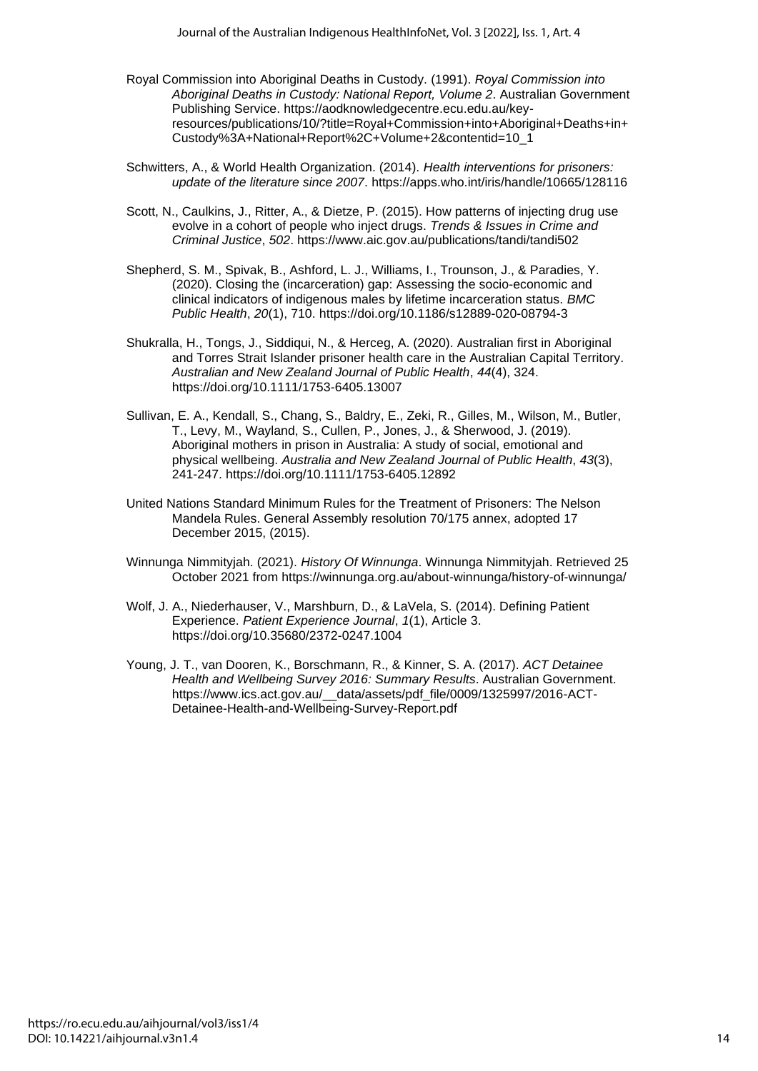Royal Commission into Aboriginal Deaths in Custody. (1991). *Royal Commission into Aboriginal Deaths in Custody: National Report, Volume 2*. Australian Government Publishing Service. https://aodknowledgecentre.ecu.edu.au/key-resources/publications/10/?title=Royal+Commission+into+Aboriginal+Deaths+in+Custody%3A+National+Report%2C+Volume+2&contentid=10_1

Schwitters, A., & World Health Organization. (2014). *Health interventions for prisoners: update of the literature since 2007*. https://apps.who.int/iris/handle/10665/128116

Scott, N., Caulkins, J., Ritter, A., & Dietze, P. (2015). How patterns of injecting drug use evolve in a cohort of people who inject drugs. *Trends & Issues in Crime and Criminal Justice*, *502*. https://www.aic.gov.au/publications/tandi/tandi502

Shepherd, S. M., Spivak, B., Ashford, L. J., Williams, I., Trounson, J., & Paradies, Y. (2020). Closing the (incarceration) gap: Assessing the socio-economic and clinical indicators of indigenous males by lifetime incarceration status. *BMC Public Health*, *20*(1), 710. https://doi.org/10.1186/s12889-020-08794-3

Shukralla, H., Tongs, J., Siddiqui, N., & Herceg, A. (2020). Australian first in Aboriginal and Torres Strait Islander prisoner health care in the Australian Capital Territory. *Australian and New Zealand Journal of Public Health*, *44*(4), 324. https://doi.org/10.1111/1753-6405.13007

Sullivan, E. A., Kendall, S., Chang, S., Baldry, E., Zeki, R., Gilles, M., Wilson, M., Butler, T., Levy, M., Wayland, S., Cullen, P., Jones, J., & Sherwood, J. (2019). Aboriginal mothers in prison in Australia: A study of social, emotional and physical wellbeing. *Australia and New Zealand Journal of Public Health*, *43*(3), 241-247. https://doi.org/10.1111/1753-6405.12892

United Nations Standard Minimum Rules for the Treatment of Prisoners: The Nelson Mandela Rules. General Assembly resolution 70/175 annex, adopted 17 December 2015, (2015).

Winnunga Nimmityjah. (2021). *History Of Winnunga*. Winnunga Nimmityjah. Retrieved 25 October 2021 from https://winnunga.org.au/about-winnunga/history-of-winnunga/

Wolf, J. A., Niederhauser, V., Marshburn, D., & LaVela, S. (2014). Defining Patient Experience. *Patient Experience Journal*, *1*(1), Article 3. https://doi.org/10.35680/2372-0247.1004

Young, J. T., van Dooren, K., Borschmann, R., & Kinner, S. A. (2017). *ACT Detainee Health and Wellbeing Survey 2016: Summary Results*. Australian Government. https://www.ics.act.gov.au/__data/assets/pdf_file/0009/1325997/2016-ACT-Detainee-Health-and-Wellbeing-Survey-Report.pdf